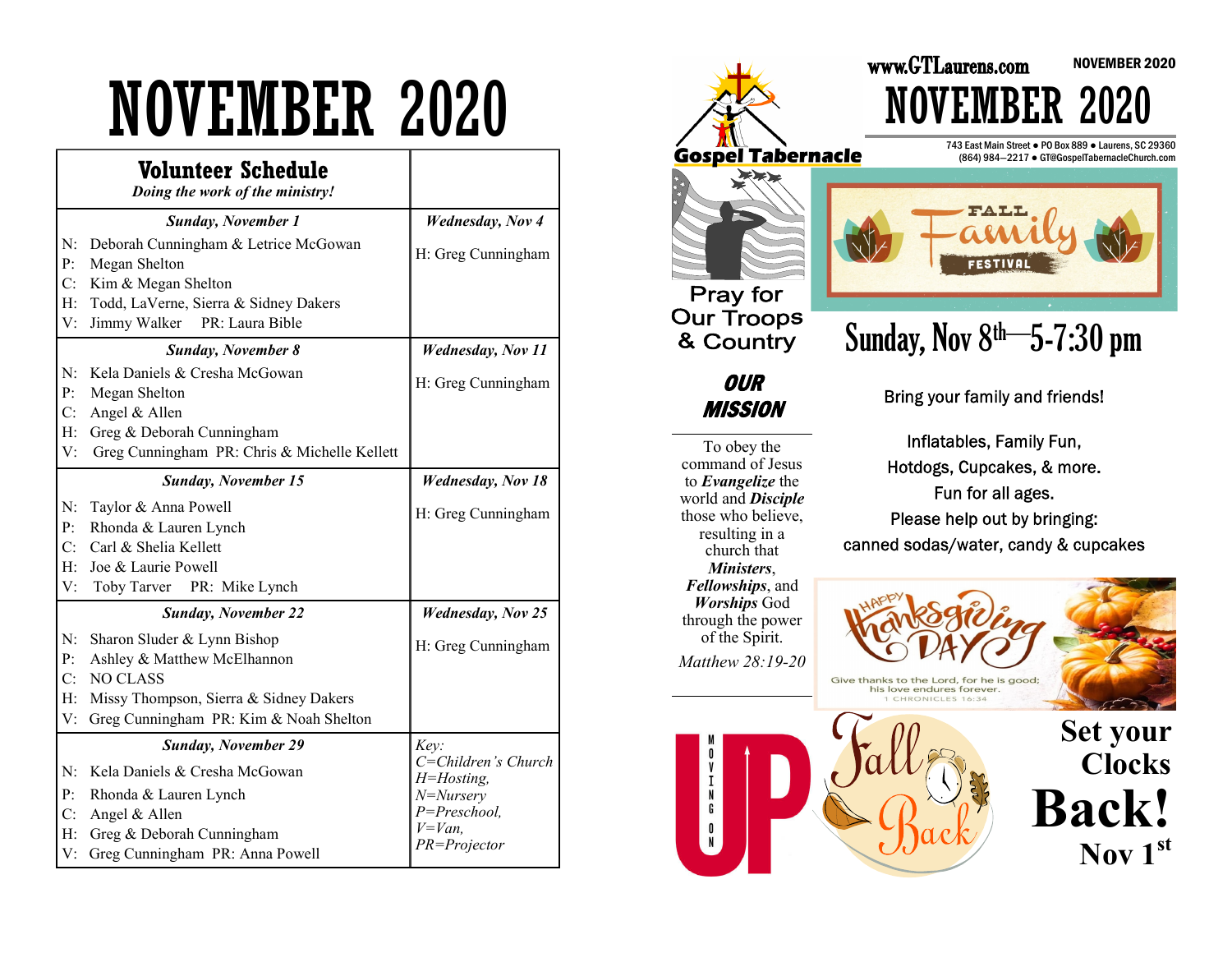# NOVEMBER 2020

| **Volunteer Schedule** *Doing the work of the ministry!* | |
|---|---|
| ***Sunday, November 1*** | ***Wednesday, Nov 4*** |
| N: Deborah Cunningham & Letrice McGowan<br>P: Megan Shelton<br>C: Kim & Megan Shelton<br>H: Todd, LaVerne, Sierra & Sidney Dakers<br>V: Jimmy Walker PR: Laura Bible | H: Greg Cunningham |
| ***Sunday, November 8*** | ***Wednesday, Nov 11*** |
| N: Kela Daniels & Cresha McGowan<br>P: Megan Shelton<br>C: Angel & Allen<br>H: Greg & Deborah Cunningham<br>V: Greg Cunningham PR: Chris & Michelle Kellett | H: Greg Cunningham |
| ***Sunday, November 15*** | ***Wednesday, Nov 18*** |
| N: Taylor & Anna Powell<br>P: Rhonda & Lauren Lynch<br>C: Carl & Shelia Kellett<br>H: Joe & Laurie Powell<br>V: Toby Tarver PR: Mike Lynch | H: Greg Cunningham |
| ***Sunday, November 22*** | ***Wednesday, Nov 25*** |
| N: Sharon Sluder & Lynn Bishop<br>P: Ashley & Matthew McElhannon<br>C: NO CLASS<br>H: Missy Thompson, Sierra & Sidney Dakers<br>V: Greg Cunningham PR: Kim & Noah Shelton | H: Greg Cunningham |
| ***Sunday, November 29*** | *Key:*<br>*C=Children's Church*<br>*H=Hosting,*<br>*N=Nursery*<br>*P=Preschool,*<br>*V=Van,*<br>*PR=Projector* |
| N: Kela Daniels & Cresha McGowan<br>P: Rhonda & Lauren Lynch<br>C: Angel & Allen<br>H: Greg & Deborah Cunningham<br>V: Greg Cunningham PR: Anna Powell | |

**Gospel Tabernacle**

www.GTLaurens.com NOVEMBER 2020

# NOVEMBER 2020

743 East Main Street ● PO Box 889 ● Laurens, SC 29360
(864) 984—2217 ● GT@GospelTabernacleChurch.com

Pray for Our Troops & Country

## OUR MISSION

To obey the command of Jesus to ***Evangelize*** the world and ***Disciple*** those who believe, resulting in a church that ***Ministers***, ***Fellowships***, and ***Worships*** God through the power of the Spirit.

*Matthew 28:19-20*

FALL Family FESTIVAL

## Sunday, Nov 8th—5-7:30 pm

Bring your family and friends!

Inflatables, Family Fun, Hotdogs, Cupcakes, & more. Fun for all ages. Please help out by bringing: canned sodas/water, candy & cupcakes

Happy Thanksgiving Day

Give thanks to the Lord, for he is good; his love endures forever.
1 CHRONICLES 16:34

MOVING UP

Fall Back

**Set your Clocks Back!**
**Nov 1st**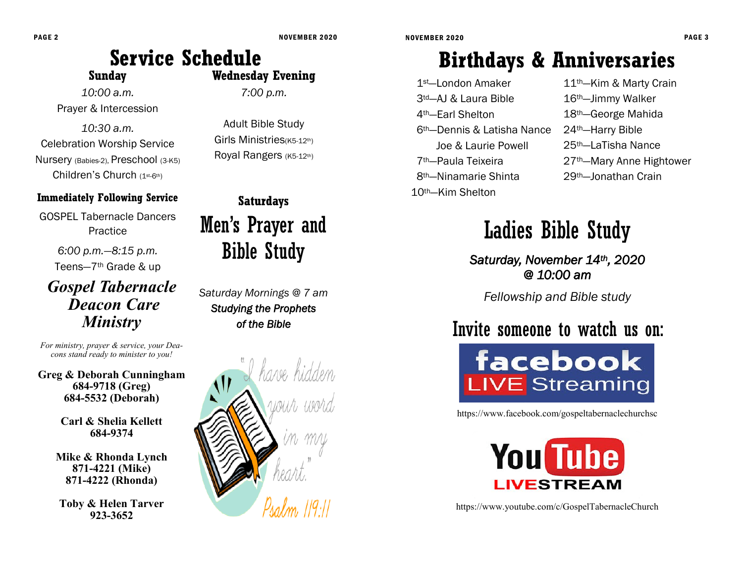# Service Schedule

## Sunday

*10:00 a.m.*

Prayer & Intercession

*10:30 a.m.*

Celebration Worship Service

Nursery (Babies-2), Preschool (3-K5)

Children's Church (1st-6th)

### Immediately Following Service

GOSPEL Tabernacle Dancers Practice

*6:00 p.m.—8:15 p.m.*

Teens—7th Grade & up

## *Gospel Tabernacle Deacon Care Ministry*

*For ministry, prayer & service, your Deacons stand ready to minister to you!*

**Greg & Deborah Cunningham**
**684-9718 (Greg)**
**684-5532 (Deborah)**

**Carl & Shelia Kellett**
**684-9374**

**Mike & Rhonda Lynch**
**871-4221 (Mike)**
**871-4222 (Rhonda)**

**Toby & Helen Tarver**
**923-3652**

## Wednesday Evening

*7:00 p.m.*

Adult Bible Study

Girls Ministries(K5-12th)

Royal Rangers (K5-12th)

## Saturdays

# Men's Prayer and Bible Study

*Saturday Mornings @ 7 am*

***Studying the Prophets of the Bible***

"I have hidden your word in my heart."
Psalm 119:11

# Birthdays & Anniversaries

1st—London Amaker
3td—AJ & Laura Bible
4th—Earl Shelton
6th—Dennis & Latisha Nance
Joe & Laurie Powell
7th—Paula Teixeira
8th—Ninamarie Shinta
10th—Kim Shelton
11th—Kim & Marty Crain
16th—Jimmy Walker
18th—George Mahida
24th—Harry Bible
25th—LaTisha Nance
27th—Mary Anne Hightower
29th—Jonathan Crain

# Ladies Bible Study

***Saturday, November 14th, 2020 @ 10:00 am***

*Fellowship and Bible study*

## Invite someone to watch us on:

facebook LIVE Streaming

https://www.facebook.com/gospeltabernaclechurchsc

YouTube LIVESTREAM

https://www.youtube.com/c/GospelTabernacleChurch